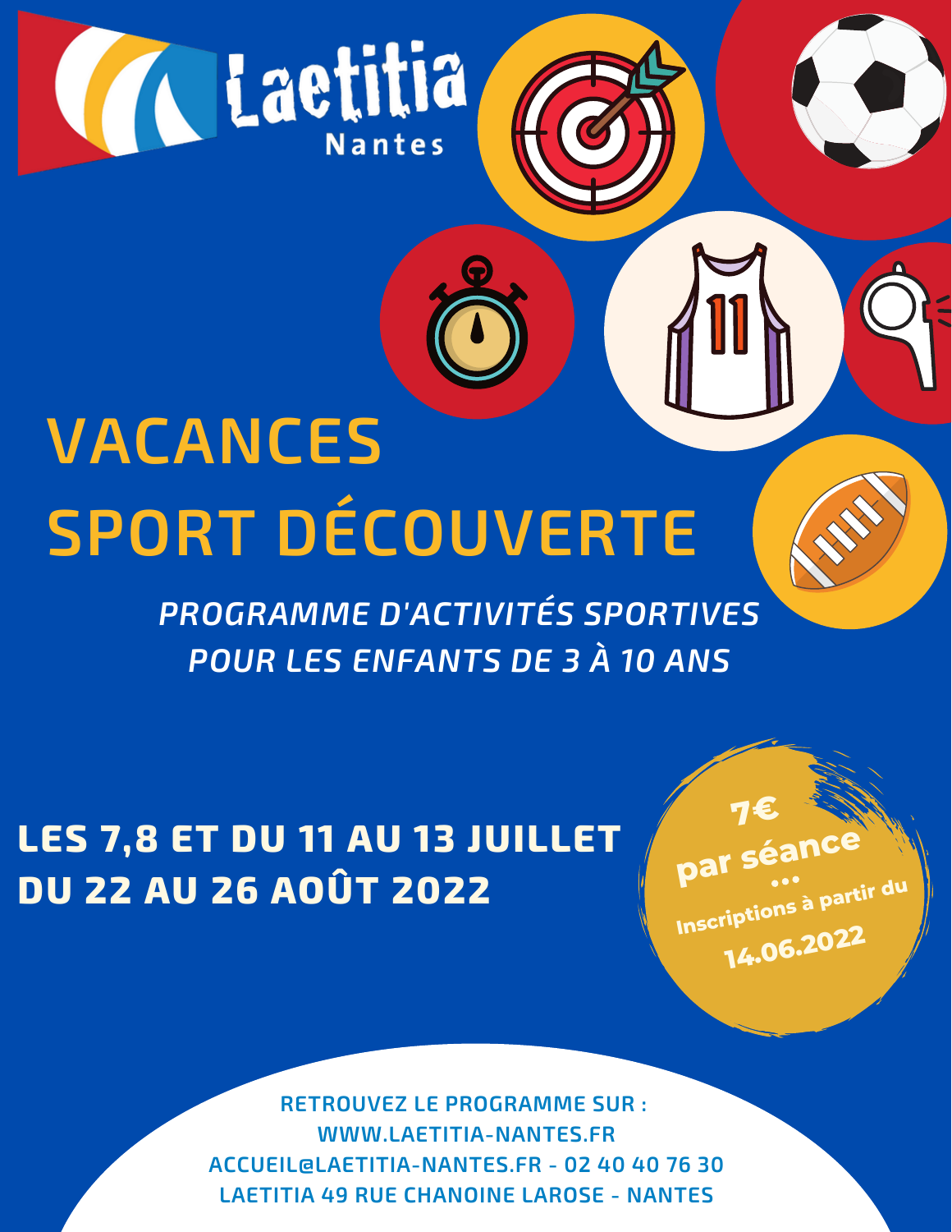Laetitia
Nantes

# VACANCES
# SPORT DÉCOUVERTE

*PROGRAMME D'ACTIVITÉS SPORTIVES POUR LES ENFANTS DE 3 À 10 ANS*

**LES 7,8 ET DU 11 AU 13 JUILLET**
**DU 22 AU 26 AOÛT 2022**

**7€ par séance**

...

**Inscriptions à partir du 14.06.2022**

RETROUVEZ LE PROGRAMME SUR :
WWW.LAETITIA-NANTES.FR
ACCUEIL@LAETITIA-NANTES.FR - 02 40 40 76 30
LAETITIA 49 RUE CHANOINE LAROSE - NANTES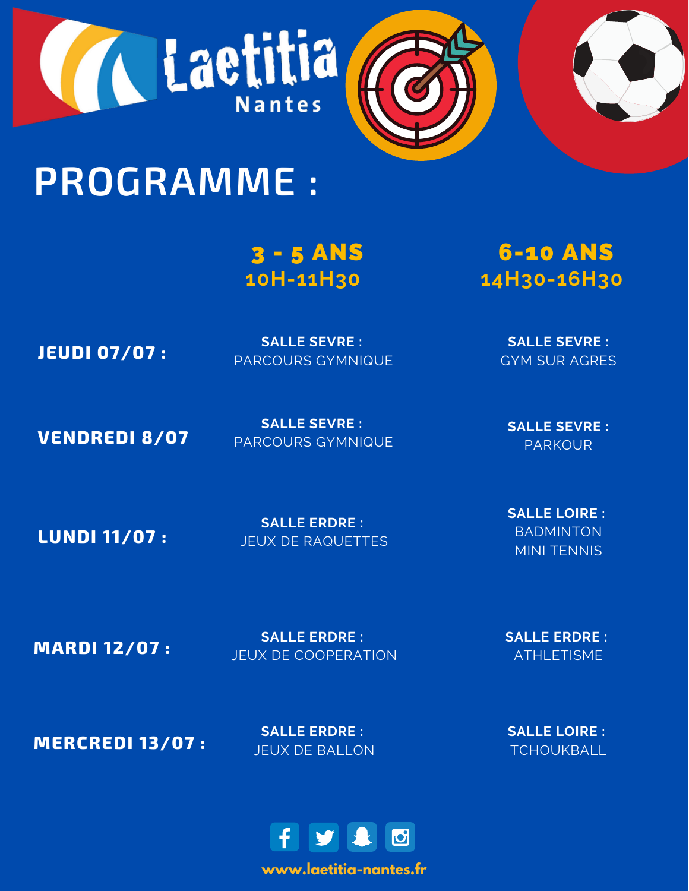Laetitia Nantes

# PROGRAMME :

| | 3 - 5 ANS<br>10H-11H30 | 6-10 ANS<br>14H30-16H30 |
|---|---|---|
| JEUDI 07/07 : | **SALLE SEVRE :**<br>PARCOURS GYMNIQUE | **SALLE SEVRE :**<br>GYM SUR AGRES |
| VENDREDI 8/07 | **SALLE SEVRE :**<br>PARCOURS GYMNIQUE | **SALLE SEVRE :**<br>PARKOUR |
| LUNDI 11/07 : | **SALLE ERDRE :**<br>JEUX DE RAQUETTES | **SALLE LOIRE :**<br>BADMINTON<br>MINI TENNIS |
| MARDI 12/07 : | **SALLE ERDRE :**<br>JEUX DE COOPERATION | **SALLE ERDRE :**<br>ATHLETISME |
| MERCREDI 13/07 : | **SALLE ERDRE :**<br>JEUX DE BALLON | **SALLE LOIRE :**<br>TCHOUKBALL |

www.laetitia-nantes.fr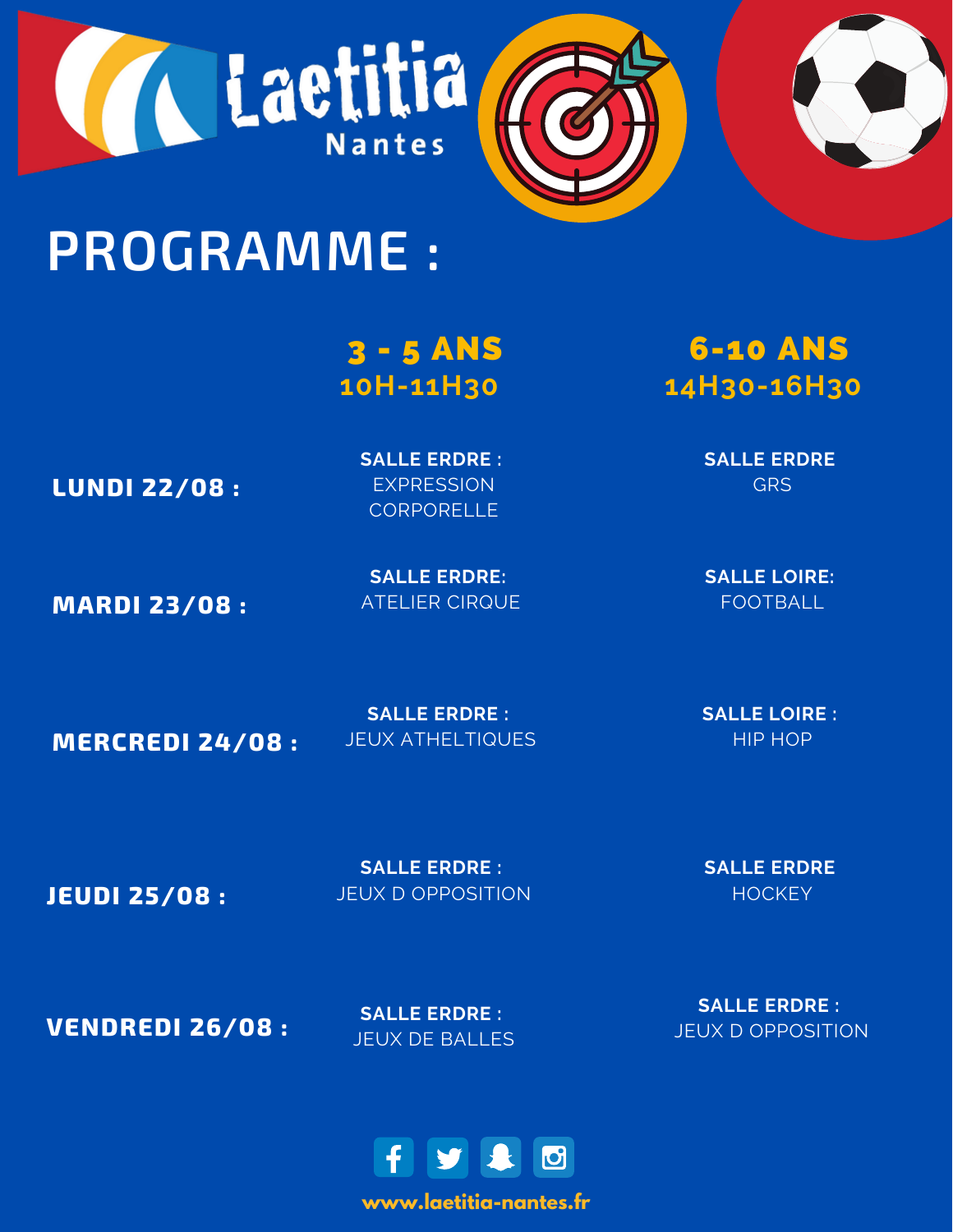Laetitia Nantes

# PROGRAMME :

| | 3 - 5 ANS 10H-11H30 | 6-10 ANS 14H30-16H30 |
|---|---|---|
| **LUNDI 22/08 :** | **SALLE ERDRE :** EXPRESSION CORPORELLE | **SALLE ERDRE** GRS |
| **MARDI 23/08 :** | **SALLE ERDRE:** ATELIER CIRQUE | **SALLE LOIRE:** FOOTBALL |
| **MERCREDI 24/08 :** | **SALLE ERDRE :** JEUX ATHELTIQUES | **SALLE LOIRE :** HIP HOP |
| **JEUDI 25/08 :** | **SALLE ERDRE :** JEUX D OPPOSITION | **SALLE ERDRE** HOCKEY |
| **VENDREDI 26/08 :** | **SALLE ERDRE :** JEUX DE BALLES | **SALLE ERDRE :** JEUX D OPPOSITION |

www.laetitia-nantes.fr